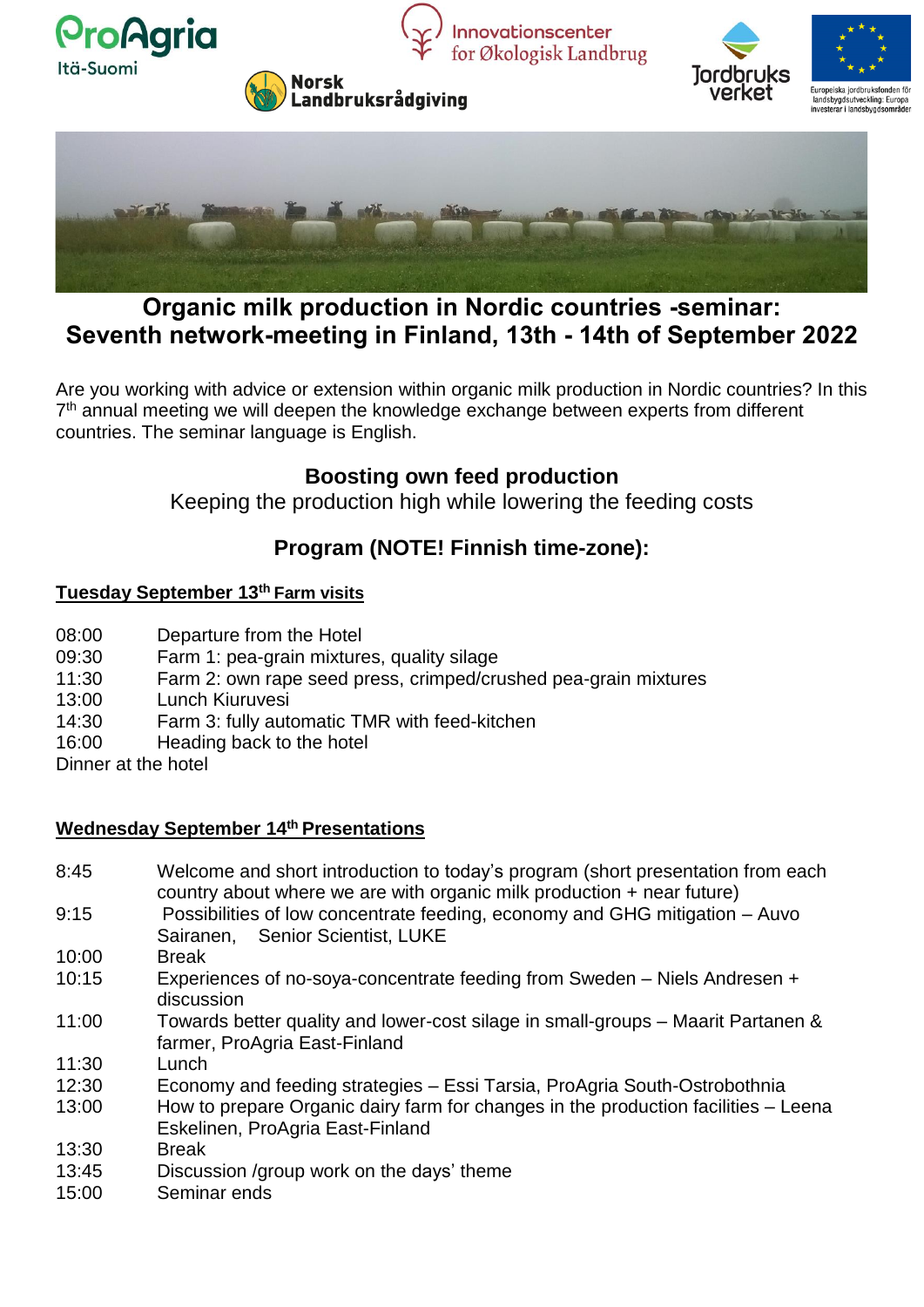# Organic milk production in Nordic countries -seminar: Seventh network-meeting in Finland, 13th - 14th of September 2022

Are you working with advice or extension within organic milk production in Nordic countries? In this 7th annual meeting we will deepen the knowledge exchange between experts from different countries. The seminar language is English.

## Boosting own feed production

Keeping the production high while lowering the feeding costs

## Program (NOTE! Finnish time-zone):

### Tuesday September 13th Farm visits

| | |
|---|---|
| 08:00 | Departure from the Hotel |
| 09:30 | Farm 1: pea-grain mixtures, quality silage |
| 11:30 | Farm 2: own rape seed press, crimped/crushed pea-grain mixtures |
| 13:00 | Lunch Kiuruvesi |
| 14:30 | Farm 3: fully automatic TMR with feed-kitchen |
| 16:00 | Heading back to the hotel |

Dinner at the hotel

### Wednesday September 14th Presentations

| | |
|---|---|
| 8:45 | Welcome and short introduction to today's program (short presentation from each country about where we are with organic milk production + near future) |
| 9:15 | Possibilities of low concentrate feeding, economy and GHG mitigation – Auvo Sairanen, Senior Scientist, LUKE |
| 10:00 | Break |
| 10:15 | Experiences of no-soya-concentrate feeding from Sweden – Niels Andresen + discussion |
| 11:00 | Towards better quality and lower-cost silage in small-groups – Maarit Partanen & farmer, ProAgria East-Finland |
| 11:30 | Lunch |
| 12:30 | Economy and feeding strategies – Essi Tarsia, ProAgria South-Ostrobothnia |
| 13:00 | How to prepare Organic dairy farm for changes in the production facilities – Leena Eskelinen, ProAgria East-Finland |
| 13:30 | Break |
| 13:45 | Discussion /group work on the days' theme |
| 15:00 | Seminar ends |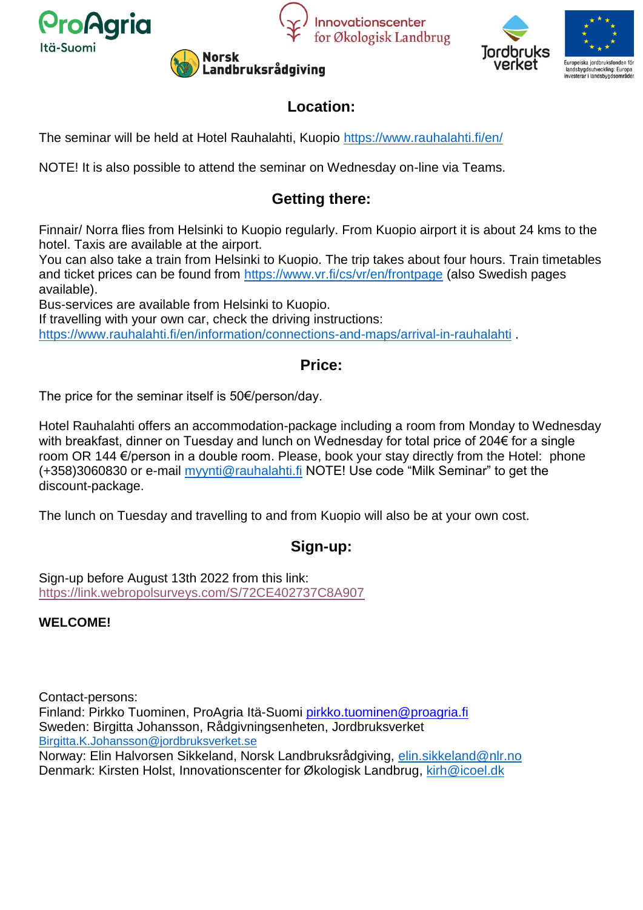## Location:

The seminar will be held at Hotel Rauhalahti, Kuopio https://www.rauhalahti.fi/en/

NOTE! It is also possible to attend the seminar on Wednesday on-line via Teams.

## Getting there:

Finnair/ Norra flies from Helsinki to Kuopio regularly. From Kuopio airport it is about 24 kms to the hotel. Taxis are available at the airport.
You can also take a train from Helsinki to Kuopio. The trip takes about four hours. Train timetables and ticket prices can be found from https://www.vr.fi/cs/vr/en/frontpage (also Swedish pages available).
Bus-services are available from Helsinki to Kuopio.
If travelling with your own car, check the driving instructions:
https://www.rauhalahti.fi/en/information/connections-and-maps/arrival-in-rauhalahti .

## Price:

The price for the seminar itself is 50€/person/day.

Hotel Rauhalahti offers an accommodation-package including a room from Monday to Wednesday with breakfast, dinner on Tuesday and lunch on Wednesday for total price of 204€ for a single room OR 144 €/person in a double room. Please, book your stay directly from the Hotel: phone (+358)3060830 or e-mail myynti@rauhalahti.fi NOTE! Use code "Milk Seminar" to get the discount-package.

The lunch on Tuesday and travelling to and from Kuopio will also be at your own cost.

## Sign-up:

Sign-up before August 13th 2022 from this link:
https://link.webropolsurveys.com/S/72CE402737C8A907

**WELCOME!**

Contact-persons:
Finland: Pirkko Tuominen, ProAgria Itä-Suomi pirkko.tuominen@proagria.fi
Sweden: Birgitta Johansson, Rådgivningsenheten, Jordbruksverket
Birgitta.K.Johansson@jordbruksverket.se
Norway: Elin Halvorsen Sikkeland, Norsk Landbruksrådgiving, elin.sikkeland@nlr.no
Denmark: Kirsten Holst, Innovationscenter for Økologisk Landbrug, kirh@icoel.dk